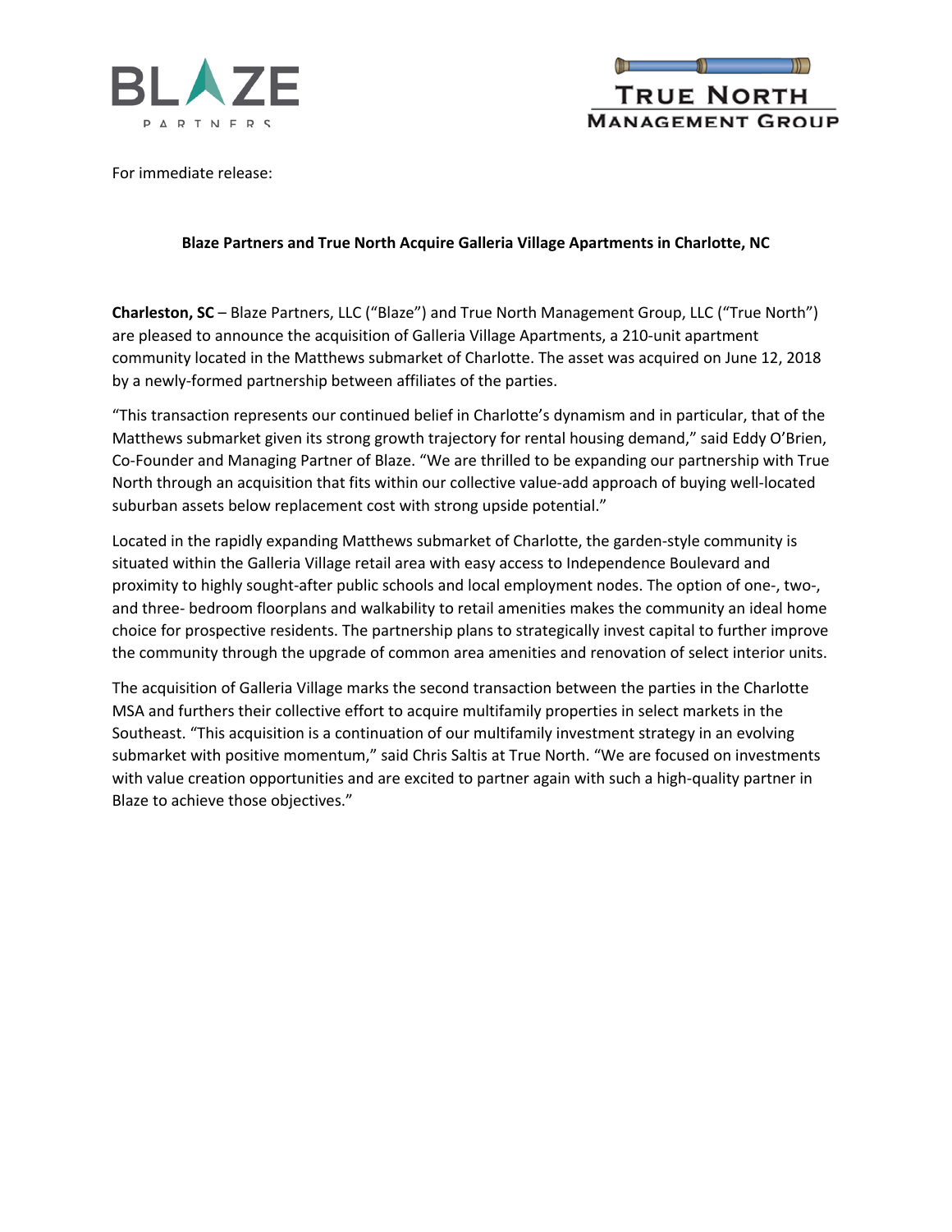For immediate release:

**Blaze Partners and True North Acquire Galleria Village Apartments in Charlotte, NC**

**Charleston, SC** – Blaze Partners, LLC ("Blaze") and True North Management Group, LLC ("True North") are pleased to announce the acquisition of Galleria Village Apartments, a 210-unit apartment community located in the Matthews submarket of Charlotte. The asset was acquired on June 12, 2018 by a newly-formed partnership between affiliates of the parties.

"This transaction represents our continued belief in Charlotte's dynamism and in particular, that of the Matthews submarket given its strong growth trajectory for rental housing demand," said Eddy O'Brien, Co-Founder and Managing Partner of Blaze. "We are thrilled to be expanding our partnership with True North through an acquisition that fits within our collective value-add approach of buying well-located suburban assets below replacement cost with strong upside potential."

Located in the rapidly expanding Matthews submarket of Charlotte, the garden-style community is situated within the Galleria Village retail area with easy access to Independence Boulevard and proximity to highly sought-after public schools and local employment nodes. The option of one-, two-, and three- bedroom floorplans and walkability to retail amenities makes the community an ideal home choice for prospective residents. The partnership plans to strategically invest capital to further improve the community through the upgrade of common area amenities and renovation of select interior units.

The acquisition of Galleria Village marks the second transaction between the parties in the Charlotte MSA and furthers their collective effort to acquire multifamily properties in select markets in the Southeast. "This acquisition is a continuation of our multifamily investment strategy in an evolving submarket with positive momentum," said Chris Saltis at True North. "We are focused on investments with value creation opportunities and are excited to partner again with such a high-quality partner in Blaze to achieve those objectives."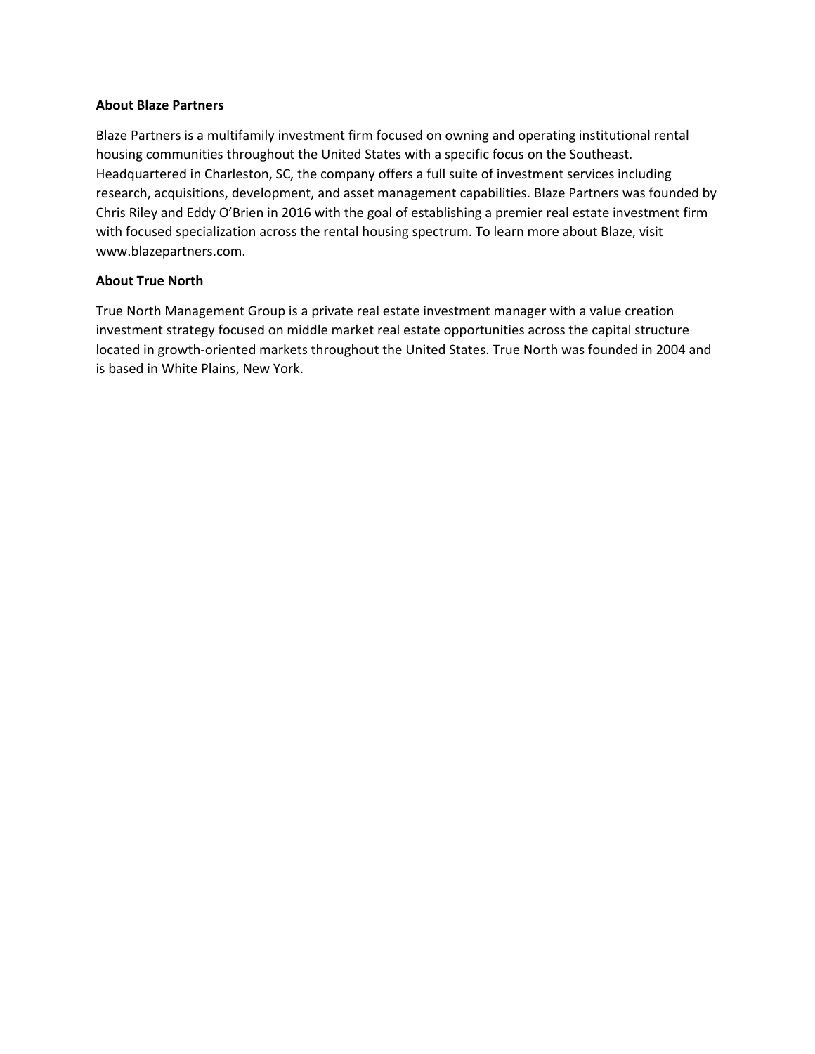**About Blaze Partners**

Blaze Partners is a multifamily investment firm focused on owning and operating institutional rental housing communities throughout the United States with a specific focus on the Southeast. Headquartered in Charleston, SC, the company offers a full suite of investment services including research, acquisitions, development, and asset management capabilities. Blaze Partners was founded by Chris Riley and Eddy O'Brien in 2016 with the goal of establishing a premier real estate investment firm with focused specialization across the rental housing spectrum. To learn more about Blaze, visit www.blazepartners.com.

**About True North**

True North Management Group is a private real estate investment manager with a value creation investment strategy focused on middle market real estate opportunities across the capital structure located in growth-oriented markets throughout the United States. True North was founded in 2004 and is based in White Plains, New York.